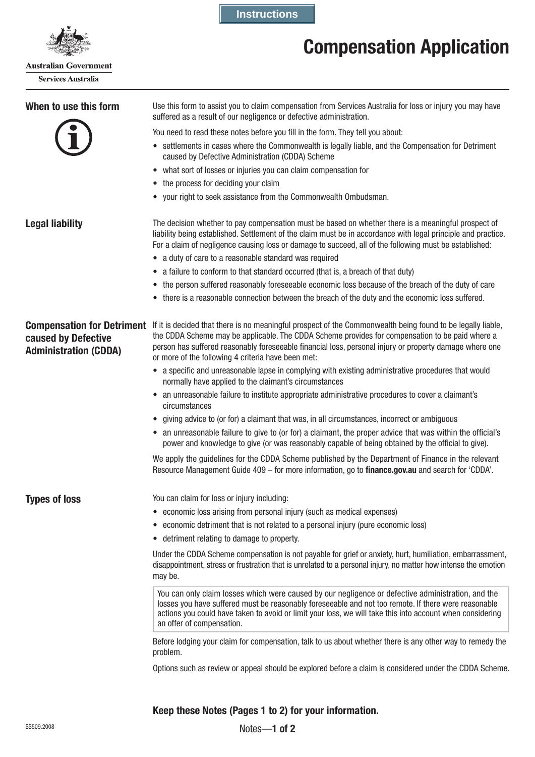Instructions

Australian Government

Services Australia

# Compensation Application

## When to use this form

Use this form to assist you to claim compensation from Services Australia for loss or injury you may have suffered as a result of our negligence or defective administration.

You need to read these notes before you fill in the form. They tell you about:

- settlements in cases where the Commonwealth is legally liable, and the Compensation for Detriment caused by Defective Administration (CDDA) Scheme
- what sort of losses or injuries you can claim compensation for
- the process for deciding your claim
- your right to seek assistance from the Commonwealth Ombudsman.

## Legal liability

The decision whether to pay compensation must be based on whether there is a meaningful prospect of liability being established. Settlement of the claim must be in accordance with legal principle and practice. For a claim of negligence causing loss or damage to succeed, all of the following must be established:

- a duty of care to a reasonable standard was required
- a failure to conform to that standard occurred (that is, a breach of that duty)
- the person suffered reasonably foreseeable economic loss because of the breach of the duty of care
- there is a reasonable connection between the breach of the duty and the economic loss suffered.

## Compensation for Detriment caused by Defective Administration (CDDA)

If it is decided that there is no meaningful prospect of the Commonwealth being found to be legally liable, the CDDA Scheme may be applicable. The CDDA Scheme provides for compensation to be paid where a person has suffered reasonably foreseeable financial loss, personal injury or property damage where one or more of the following 4 criteria have been met:

- a specific and unreasonable lapse in complying with existing administrative procedures that would normally have applied to the claimant's circumstances
- an unreasonable failure to institute appropriate administrative procedures to cover a claimant's circumstances
- giving advice to (or for) a claimant that was, in all circumstances, incorrect or ambiguous
- an unreasonable failure to give to (or for) a claimant, the proper advice that was within the official's power and knowledge to give (or was reasonably capable of being obtained by the official to give).

We apply the guidelines for the CDDA Scheme published by the Department of Finance in the relevant Resource Management Guide 409 – for more information, go to **finance.gov.au** and search for 'CDDA'.

## Types of loss

You can claim for loss or injury including:

- economic loss arising from personal injury (such as medical expenses)
- economic detriment that is not related to a personal injury (pure economic loss)
- detriment relating to damage to property.

Under the CDDA Scheme compensation is not payable for grief or anxiety, hurt, humiliation, embarrassment, disappointment, stress or frustration that is unrelated to a personal injury, no matter how intense the emotion may be.

You can only claim losses which were caused by our negligence or defective administration, and the losses you have suffered must be reasonably foreseeable and not too remote. If there were reasonable actions you could have taken to avoid or limit your loss, we will take this into account when considering an offer of compensation.

Before lodging your claim for compensation, talk to us about whether there is any other way to remedy the problem.

Options such as review or appeal should be explored before a claim is considered under the CDDA Scheme.

**Keep these Notes (Pages 1 to 2) for your information.**

SS509.2008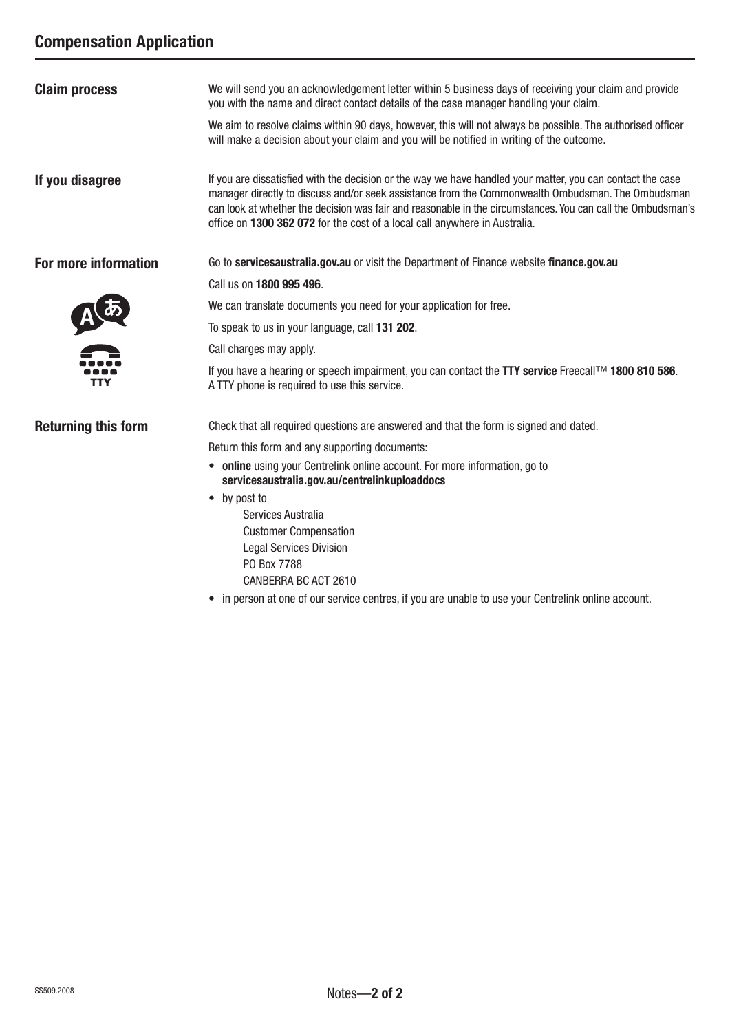## Compensation Application

### Claim process

We will send you an acknowledgement letter within 5 business days of receiving your claim and provide you with the name and direct contact details of the case manager handling your claim.

We aim to resolve claims within 90 days, however, this will not always be possible. The authorised officer will make a decision about your claim and you will be notified in writing of the outcome.

### If you disagree

If you are dissatisfied with the decision or the way we have handled your matter, you can contact the case manager directly to discuss and/or seek assistance from the Commonwealth Ombudsman. The Ombudsman can look at whether the decision was fair and reasonable in the circumstances. You can call the Ombudsman's office on **1300 362 072** for the cost of a local call anywhere in Australia.

### For more information

Go to **servicesaustralia.gov.au** or visit the Department of Finance website **finance.gov.au**

Call us on **1800 995 496**.

We can translate documents you need for your application for free.

To speak to us in your language, call **131 202**.

Call charges may apply.

If you have a hearing or speech impairment, you can contact the **TTY service** Freecall™ **1800 810 586**. A TTY phone is required to use this service.

### Returning this form

Check that all required questions are answered and that the form is signed and dated.

Return this form and any supporting documents:

- **online** using your Centrelink online account. For more information, go to **servicesaustralia.gov.au/centrelinkuploaddocs**
- by post to
  Services Australia
  Customer Compensation
  Legal Services Division
  PO Box 7788
  CANBERRA BC ACT 2610
- in person at one of our service centres, if you are unable to use your Centrelink online account.

SS509.2008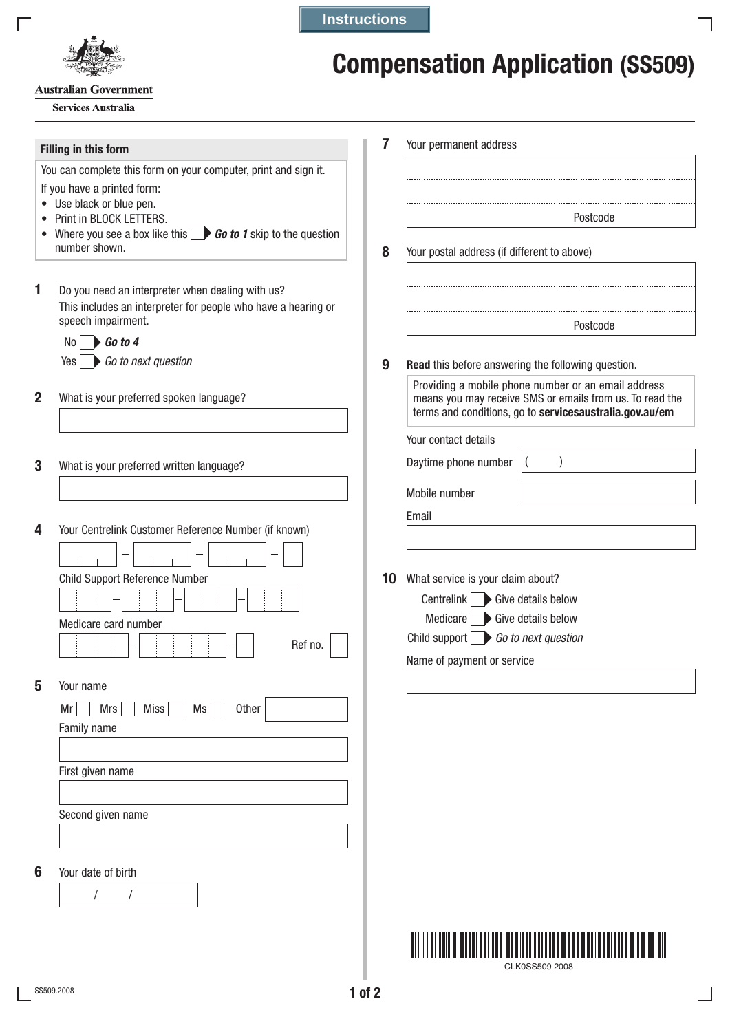Instructions

Australian Government
Services Australia

# Compensation Application (SS509)

## Filling in this form

You can complete this form on your computer, print and sign it.

If you have a printed form:

- Use black or blue pen.
- Print in BLOCK LETTERS.
- Where you see a box like this ☐ ▶ ***Go to 1*** skip to the question number shown.

**1** Do you need an interpreter when dealing with us?
This includes an interpreter for people who have a hearing or speech impairment.

No ☐ ▶ ***Go to 4***
Yes ☐ ▶ *Go to next question*

**2** What is your preferred spoken language?

**3** What is your preferred written language?

**4** Your Centrelink Customer Reference Number (if known)

Child Support Reference Number

Medicare card number — Ref no.

**5** Your name

Mr ☐ Mrs ☐ Miss ☐ Ms ☐ Other

Family name

First given name

Second given name

**6** Your date of birth

/ /

**7** Your permanent address

Postcode

**8** Your postal address (if different to above)

Postcode

**9** **Read** this before answering the following question.

Providing a mobile phone number or an email address means you may receive SMS or emails from us. To read the terms and conditions, go to **servicesaustralia.gov.au/em**

Your contact details

Daytime phone number ( )

Mobile number

Email

**10** What service is your claim about?

Centrelink ☐ ▶ Give details below
Medicare ☐ ▶ Give details below
Child support ☐ ▶ *Go to next question*

Name of payment or service

CLK0SS509 2008

SS509.2008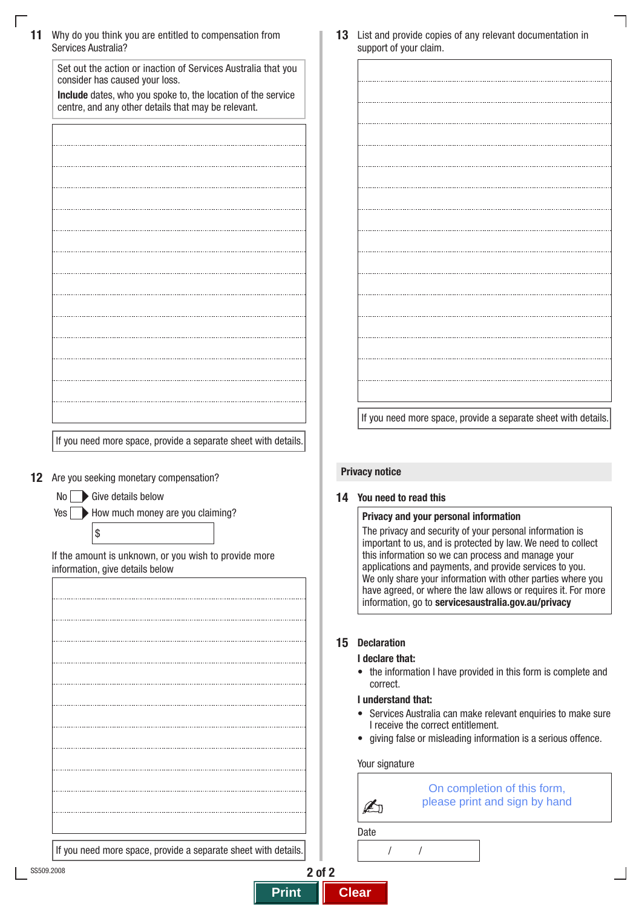**11** Why do you think you are entitled to compensation from Services Australia?

Set out the action or inaction of Services Australia that you consider has caused your loss.

**Include** dates, who you spoke to, the location of the service centre, and any other details that may be relevant.

If you need more space, provide a separate sheet with details.

**12** Are you seeking monetary compensation?

No ☐ ▶ Give details below

Yes ☐ ▶ How much money are you claiming?

$

If the amount is unknown, or you wish to provide more information, give details below

If you need more space, provide a separate sheet with details.

**13** List and provide copies of any relevant documentation in support of your claim.

If you need more space, provide a separate sheet with details.

## Privacy notice

**14 You need to read this**

**Privacy and your personal information**

The privacy and security of your personal information is important to us, and is protected by law. We need to collect this information so we can process and manage your applications and payments, and provide services to you. We only share your information with other parties where you have agreed, or where the law allows or requires it. For more information, go to **servicesaustralia.gov.au/privacy**

**15 Declaration**

**I declare that:**

- the information I have provided in this form is complete and correct.

**I understand that:**

- Services Australia can make relevant enquiries to make sure I receive the correct entitlement.
- giving false or misleading information is a serious offence.

Your signature

On completion of this form, please print and sign by hand

Date

/ /

SS509.2008